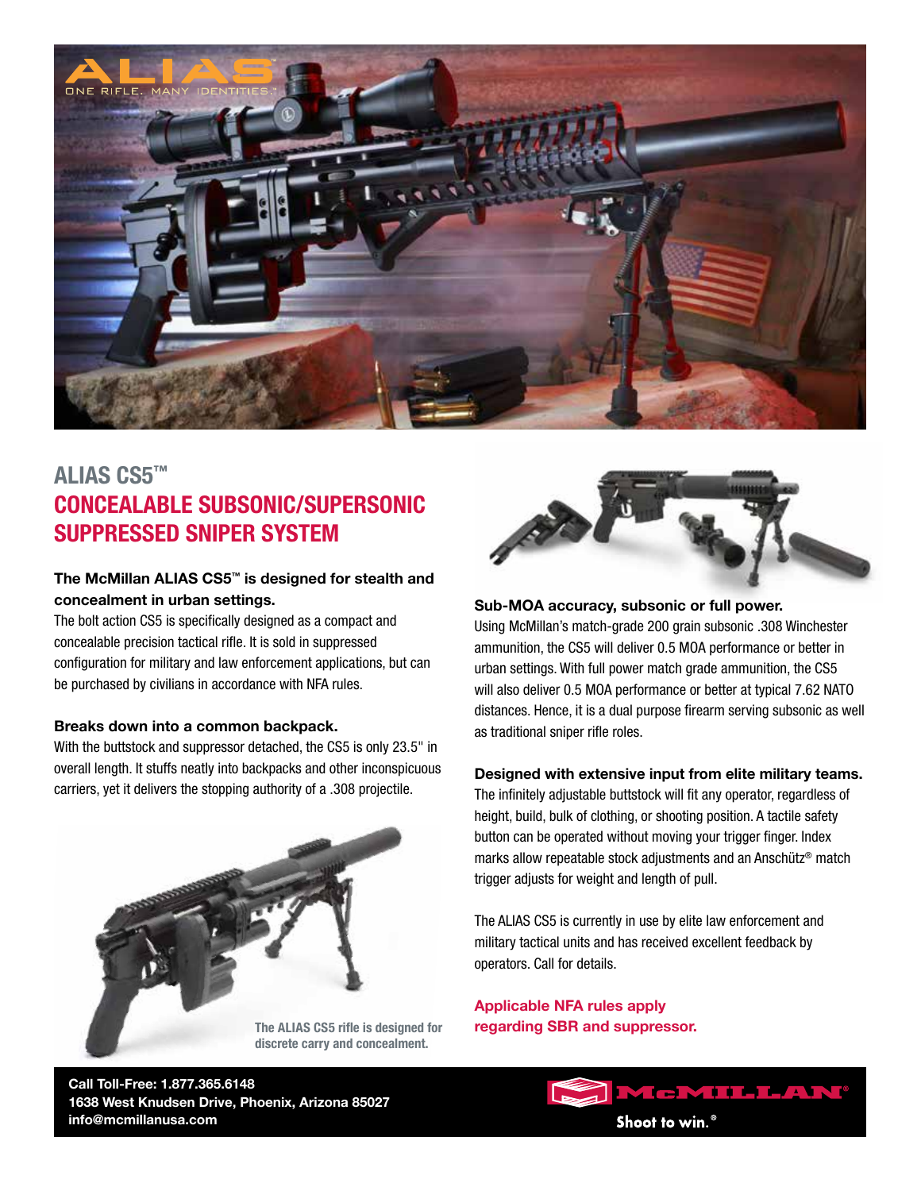ALIAS™
ONE RIFLE. MANY IDENTITIES.™

# ALIAS CS5™

## CONCEALABLE SUBSONIC/SUPERSONIC SUPPRESSED SNIPER SYSTEM

**The McMillan ALIAS CS5™ is designed for stealth and concealment in urban settings.**
The bolt action CS5 is specifically designed as a compact and concealable precision tactical rifle. It is sold in suppressed configuration for military and law enforcement applications, but can be purchased by civilians in accordance with NFA rules.

**Breaks down into a common backpack.**
With the buttstock and suppressor detached, the CS5 is only 23.5" in overall length. It stuffs neatly into backpacks and other inconspicuous carriers, yet it delivers the stopping authority of a .308 projectile.

The ALIAS CS5 rifle is designed for discrete carry and concealment.

**Sub-MOA accuracy, subsonic or full power.**
Using McMillan's match-grade 200 grain subsonic .308 Winchester ammunition, the CS5 will deliver 0.5 MOA performance or better in urban settings. With full power match grade ammunition, the CS5 will also deliver 0.5 MOA performance or better at typical 7.62 NATO distances. Hence, it is a dual purpose firearm serving subsonic as well as traditional sniper rifle roles.

**Designed with extensive input from elite military teams.**
The infinitely adjustable buttstock will fit any operator, regardless of height, build, bulk of clothing, or shooting position. A tactile safety button can be operated without moving your trigger finger. Index marks allow repeatable stock adjustments and an Anschütz® match trigger adjusts for weight and length of pull.

The ALIAS CS5 is currently in use by elite law enforcement and military tactical units and has received excellent feedback by operators. Call for details.

**Applicable NFA rules apply regarding SBR and suppressor.**

**Call Toll-Free: 1.877.365.6148**
**1638 West Knudsen Drive, Phoenix, Arizona 85027**
**info@mcmillanusa.com**

McMILLAN® Shoot to win.®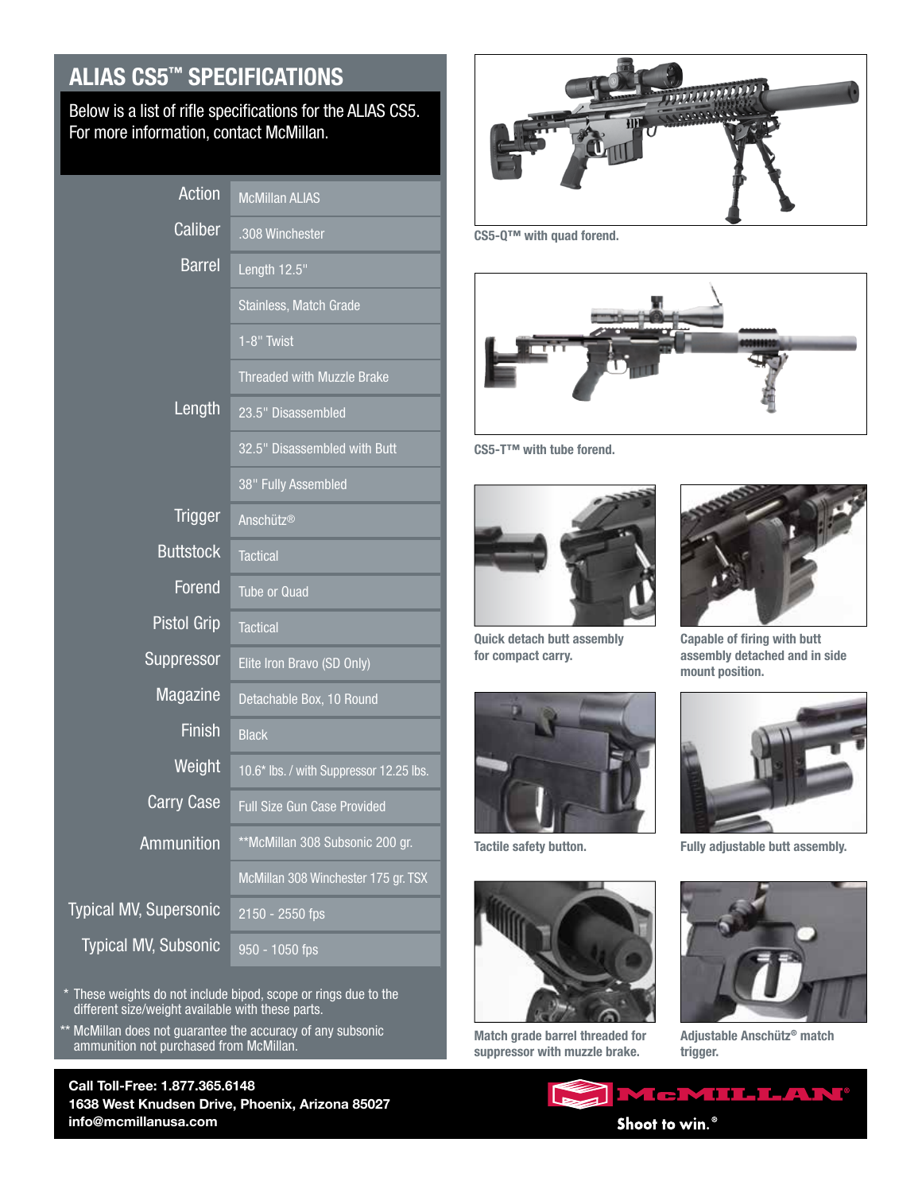## ALIAS CS5™ SPECIFICATIONS

Below is a list of rifle specifications for the ALIAS CS5. For more information, contact McMillan.

| | |
|---|---|
| Action | McMillan ALIAS |
| Caliber | .308 Winchester |
| Barrel | Length 12.5" |
| | Stainless, Match Grade |
| | 1-8" Twist |
| | Threaded with Muzzle Brake |
| Length | 23.5" Disassembled |
| | 32.5" Disassembled with Butt |
| | 38" Fully Assembled |
| Trigger | Anschütz® |
| Buttstock | Tactical |
| Forend | Tube or Quad |
| Pistol Grip | Tactical |
| Suppressor | Elite Iron Bravo (SD Only) |
| Magazine | Detachable Box, 10 Round |
| Finish | Black |
| Weight | 10.6* lbs. / with Suppressor 12.25 lbs. |
| Carry Case | Full Size Gun Case Provided |
| Ammunition | **McMillan 308 Subsonic 200 gr. |
| | McMillan 308 Winchester 175 gr. TSX |
| Typical MV, Supersonic | 2150 - 2550 fps |
| Typical MV, Subsonic | 950 - 1050 fps |

\* These weights do not include bipod, scope or rings due to the different size/weight available with these parts.

** McMillan does not guarantee the accuracy of any subsonic ammunition not purchased from McMillan.

CS5-Q™ with quad forend.

CS5-T™ with tube forend.

Quick detach butt assembly for compact carry.

Capable of firing with butt assembly detached and in side mount position.

Tactile safety button.

Fully adjustable butt assembly.

Match grade barrel threaded for suppressor with muzzle brake.

Adjustable Anschütz® match trigger.

**Call Toll-Free: 1.877.365.6148**
**1638 West Knudsen Drive, Phoenix, Arizona 85027**
**info@mcmillanusa.com**

McMILLAN®

Shoot to win.®